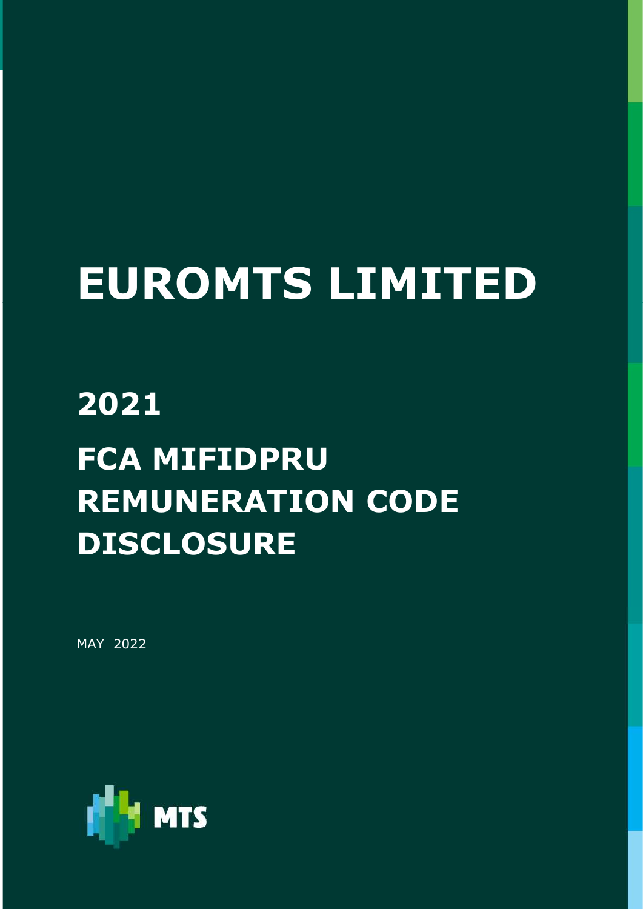# EUROMTS LIMITED

## 2021

## FCA MIFIDPRU REMUNERATION CODE DISCLOSURE

MAY 2022

MTS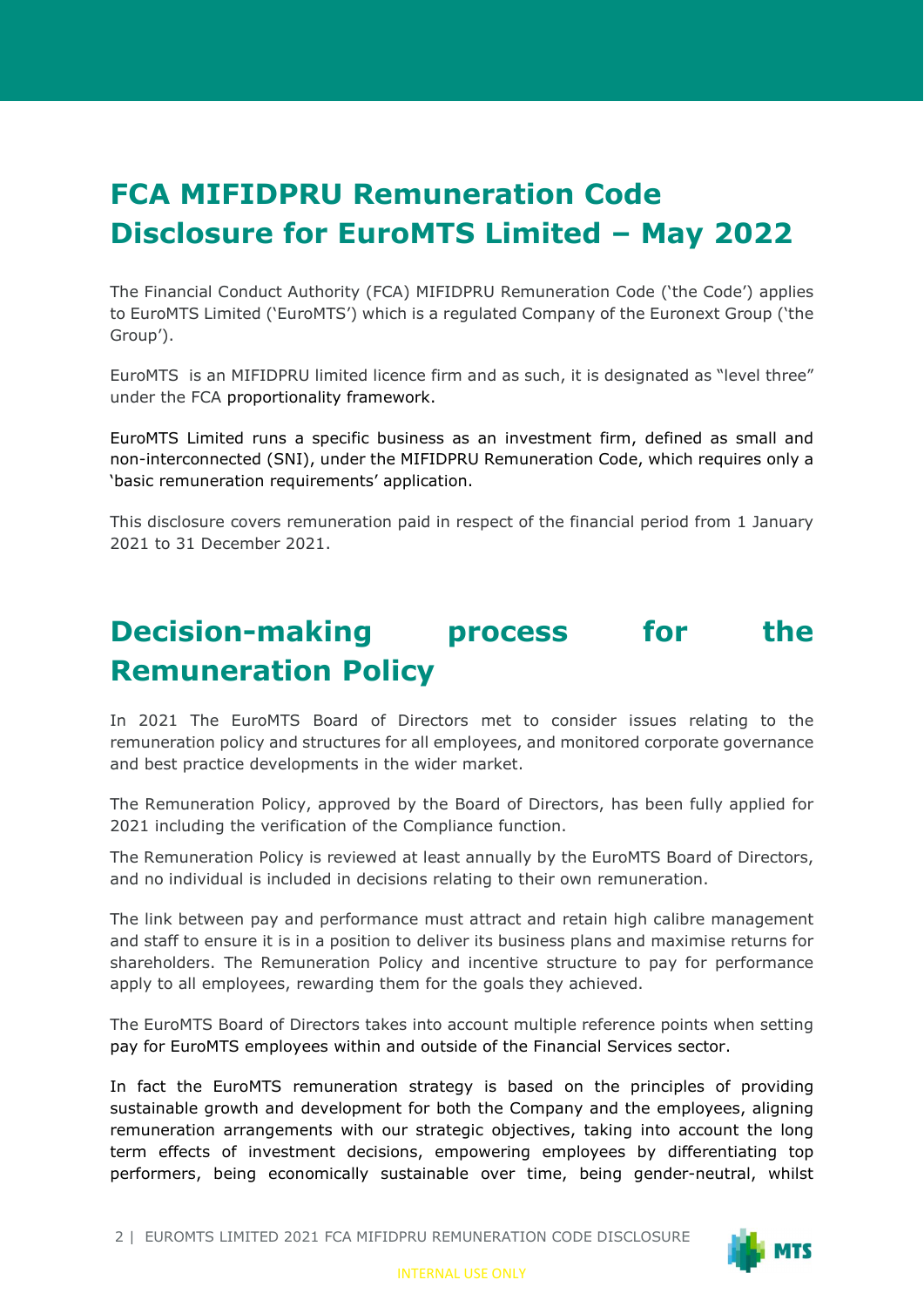# FCA MIFIDPRU Remuneration Code Disclosure for EuroMTS Limited – May 2022

The Financial Conduct Authority (FCA) MIFIDPRU Remuneration Code ('the Code') applies to EuroMTS Limited ('EuroMTS') which is a regulated Company of the Euronext Group ('the Group').

EuroMTS is an MIFIDPRU limited licence firm and as such, it is designated as "level three" under the FCA proportionality framework.

EuroMTS Limited runs a specific business as an investment firm, defined as small and non-interconnected (SNI), under the MIFIDPRU Remuneration Code, which requires only a 'basic remuneration requirements' application.

This disclosure covers remuneration paid in respect of the financial period from 1 January 2021 to 31 December 2021.

# Decision-making process for the Remuneration Policy

In 2021 The EuroMTS Board of Directors met to consider issues relating to the remuneration policy and structures for all employees, and monitored corporate governance and best practice developments in the wider market.

The Remuneration Policy, approved by the Board of Directors, has been fully applied for 2021 including the verification of the Compliance function.

The Remuneration Policy is reviewed at least annually by the EuroMTS Board of Directors, and no individual is included in decisions relating to their own remuneration.

The link between pay and performance must attract and retain high calibre management and staff to ensure it is in a position to deliver its business plans and maximise returns for shareholders. The Remuneration Policy and incentive structure to pay for performance apply to all employees, rewarding them for the goals they achieved.

The EuroMTS Board of Directors takes into account multiple reference points when setting pay for EuroMTS employees within and outside of the Financial Services sector.

In fact the EuroMTS remuneration strategy is based on the principles of providing sustainable growth and development for both the Company and the employees, aligning remuneration arrangements with our strategic objectives, taking into account the long term effects of investment decisions, empowering employees by differentiating top performers, being economically sustainable over time, being gender-neutral, whilst

INTERNAL USE ONLY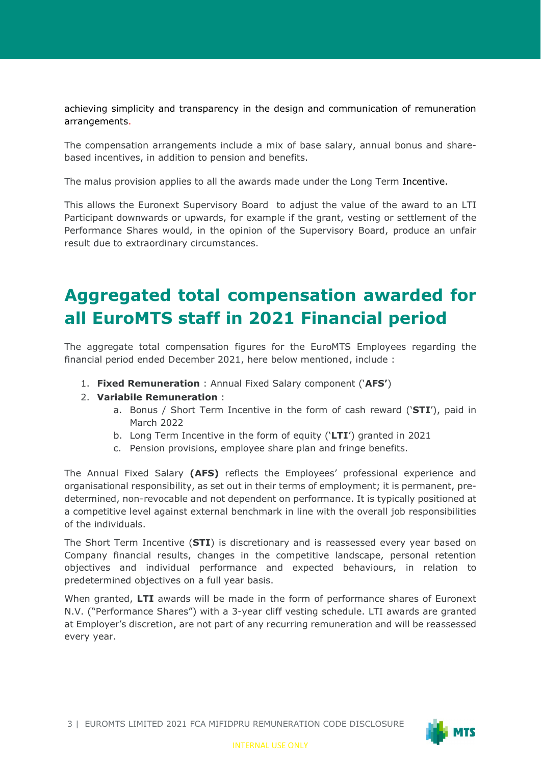achieving simplicity and transparency in the design and communication of remuneration arrangements.

The compensation arrangements include a mix of base salary, annual bonus and share-based incentives, in addition to pension and benefits.

The malus provision applies to all the awards made under the Long Term Incentive.

This allows the Euronext Supervisory Board to adjust the value of the award to an LTI Participant downwards or upwards, for example if the grant, vesting or settlement of the Performance Shares would, in the opinion of the Supervisory Board, produce an unfair result due to extraordinary circumstances.

# Aggregated total compensation awarded for all EuroMTS staff in 2021 Financial period

The aggregate total compensation figures for the EuroMTS Employees regarding the financial period ended December 2021, here below mentioned, include :

1. **Fixed Remuneration** : Annual Fixed Salary component ('**AFS'**)
2. **Variabile Remuneration** :
   a. Bonus / Short Term Incentive in the form of cash reward ('**STI**'), paid in March 2022
   b. Long Term Incentive in the form of equity ('**LTI**') granted in 2021
   c. Pension provisions, employee share plan and fringe benefits.

The Annual Fixed Salary **(AFS)** reflects the Employees' professional experience and organisational responsibility, as set out in their terms of employment; it is permanent, pre-determined, non-revocable and not dependent on performance. It is typically positioned at a competitive level against external benchmark in line with the overall job responsibilities of the individuals.

The Short Term Incentive (**STI**) is discretionary and is reassessed every year based on Company financial results, changes in the competitive landscape, personal retention objectives and individual performance and expected behaviours, in relation to predetermined objectives on a full year basis.

When granted, **LTI** awards will be made in the form of performance shares of Euronext N.V. ("Performance Shares") with a 3-year cliff vesting schedule. LTI awards are granted at Employer's discretion, are not part of any recurring remuneration and will be reassessed every year.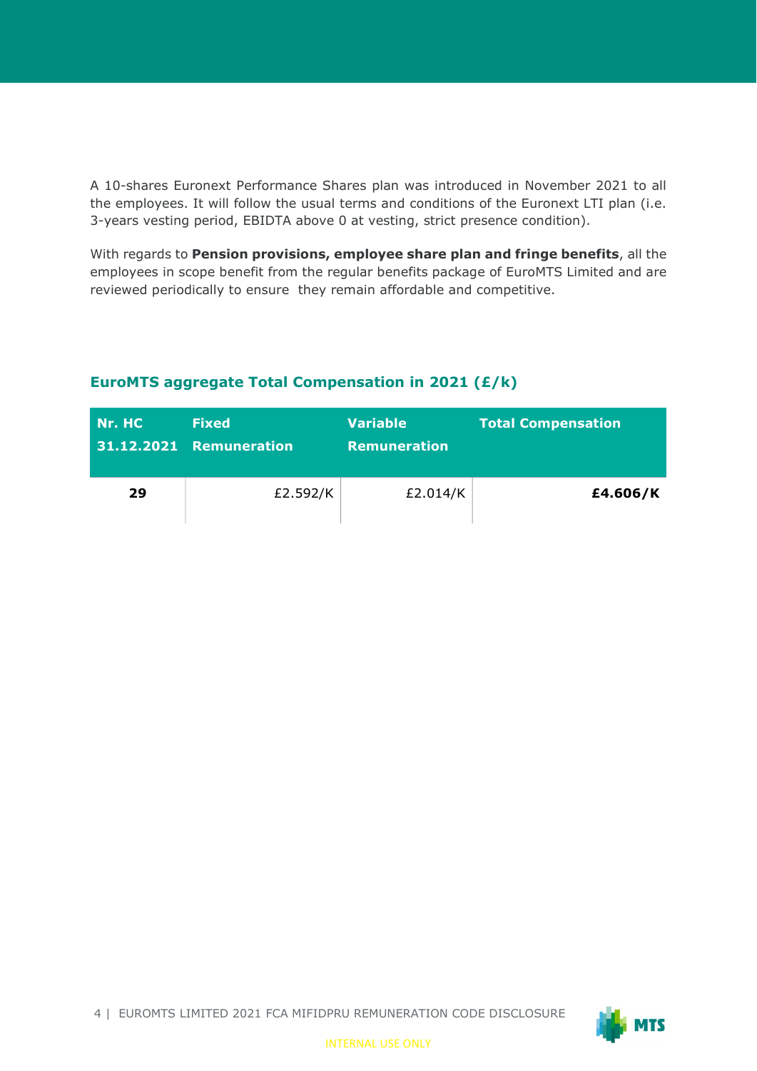A 10-shares Euronext Performance Shares plan was introduced in November 2021 to all the employees. It will follow the usual terms and conditions of the Euronext LTI plan (i.e. 3-years vesting period, EBIDTA above 0 at vesting, strict presence condition).

With regards to **Pension provisions, employee share plan and fringe benefits**, all the employees in scope benefit from the regular benefits package of EuroMTS Limited and are reviewed periodically to ensure they remain affordable and competitive.

### EuroMTS aggregate Total Compensation in 2021 (£/k)

| Nr. HC 31.12.2021 | Fixed Remuneration | Variable Remuneration | Total Compensation |
|---|---|---|---|
| **29** | £2.592/K | £2.014/K | **£4.606/K** |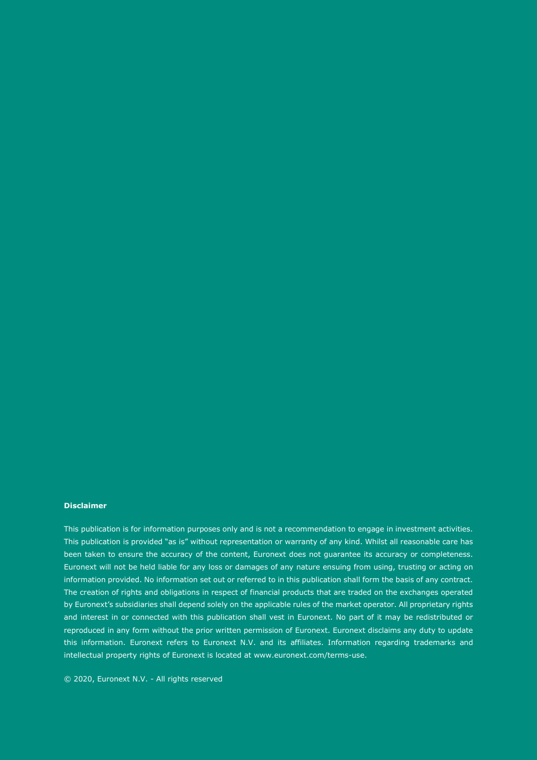**Disclaimer**

This publication is for information purposes only and is not a recommendation to engage in investment activities. This publication is provided "as is" without representation or warranty of any kind. Whilst all reasonable care has been taken to ensure the accuracy of the content, Euronext does not guarantee its accuracy or completeness. Euronext will not be held liable for any loss or damages of any nature ensuing from using, trusting or acting on information provided. No information set out or referred to in this publication shall form the basis of any contract. The creation of rights and obligations in respect of financial products that are traded on the exchanges operated by Euronext's subsidiaries shall depend solely on the applicable rules of the market operator. All proprietary rights and interest in or connected with this publication shall vest in Euronext. No part of it may be redistributed or reproduced in any form without the prior written permission of Euronext. Euronext disclaims any duty to update this information. Euronext refers to Euronext N.V. and its affiliates. Information regarding trademarks and intellectual property rights of Euronext is located at www.euronext.com/terms-use.

© 2020, Euronext N.V. - All rights reserved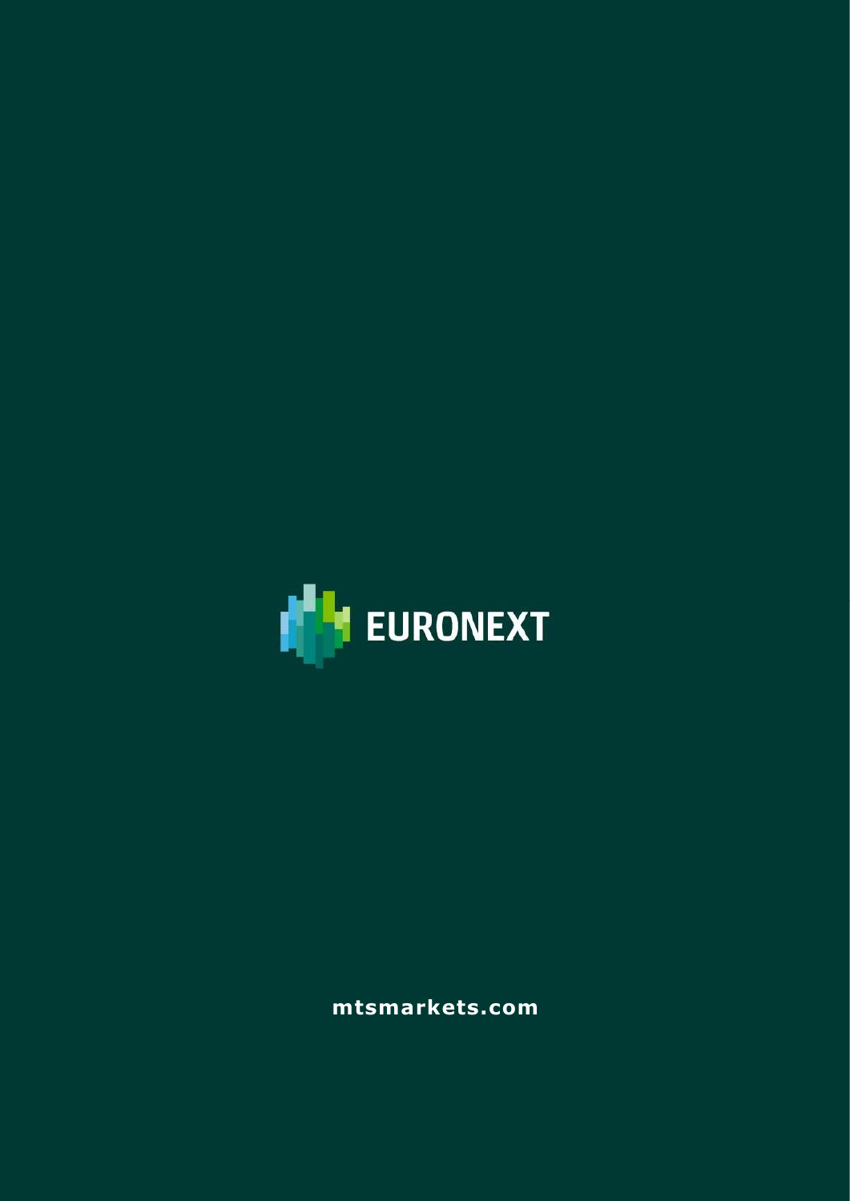EURONEXT

**mtsmarkets.com**